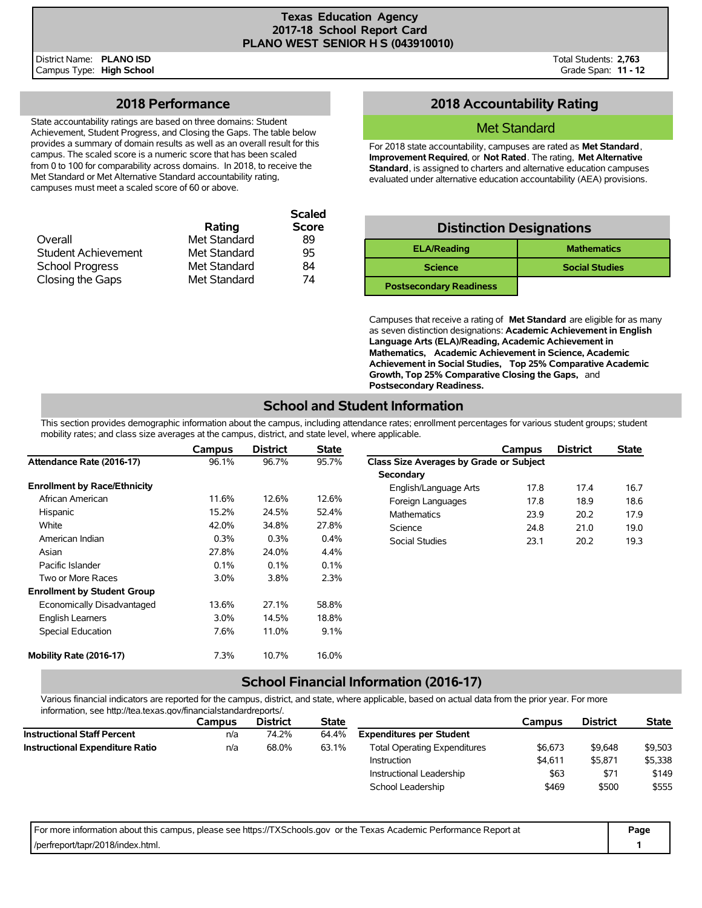# Texas Education Agency
## 2017-18 School Report Card
## PLANO WEST SENIOR H S (043910010)

District Name: **PLANO ISD**
Campus Type: **High School**

Total Students: **2,763**
Grade Span: **11 - 12**

## 2018 Performance

State accountability ratings are based on three domains: Student Achievement, Student Progress, and Closing the Gaps. The table below provides a summary of domain results as well as an overall result for this campus. The scaled score is a numeric score that has been scaled from 0 to 100 for comparability across domains. In 2018, to receive the Met Standard or Met Alternative Standard accountability rating, campuses must meet a scaled score of 60 or above.

| | Rating | Scaled Score |
|---|---|---|
| Overall | Met Standard | 89 |
| Student Achievement | Met Standard | 95 |
| School Progress | Met Standard | 84 |
| Closing the Gaps | Met Standard | 74 |

## 2018 Accountability Rating

**Met Standard**

For 2018 state accountability, campuses are rated as **Met Standard**, **Improvement Required**, or **Not Rated**. The rating, **Met Alternative Standard**, is assigned to charters and alternative education campuses evaluated under alternative education accountability (AEA) provisions.

## Distinction Designations

| | |
|---|---|
| ELA/Reading | Mathematics |
| Science | Social Studies |
| Postsecondary Readiness | |

Campuses that receive a rating of **Met Standard** are eligible for as many as seven distinction designations: **Academic Achievement in English Language Arts (ELA)/Reading, Academic Achievement in Mathematics, Academic Achievement in Science, Academic Achievement in Social Studies, Top 25% Comparative Academic Growth, Top 25% Comparative Closing the Gaps,** and **Postsecondary Readiness.**

## School and Student Information

This section provides demographic information about the campus, including attendance rates; enrollment percentages for various student groups; student mobility rates; and class size averages at the campus, district, and state level, where applicable.

| | Campus | District | State |
|---|---|---|---|
| **Attendance Rate (2016-17)** | 96.1% | 96.7% | 95.7% |
| **Enrollment by Race/Ethnicity** | | | |
| African American | 11.6% | 12.6% | 12.6% |
| Hispanic | 15.2% | 24.5% | 52.4% |
| White | 42.0% | 34.8% | 27.8% |
| American Indian | 0.3% | 0.3% | 0.4% |
| Asian | 27.8% | 24.0% | 4.4% |
| Pacific Islander | 0.1% | 0.1% | 0.1% |
| Two or More Races | 3.0% | 3.8% | 2.3% |
| **Enrollment by Student Group** | | | |
| Economically Disadvantaged | 13.6% | 27.1% | 58.8% |
| English Learners | 3.0% | 14.5% | 18.8% |
| Special Education | 7.6% | 11.0% | 9.1% |
| **Mobility Rate (2016-17)** | 7.3% | 10.7% | 16.0% |

| | Campus | District | State |
|---|---|---|---|
| **Class Size Averages by Grade or Subject** | | | |
| **Secondary** | | | |
| English/Language Arts | 17.8 | 17.4 | 16.7 |
| Foreign Languages | 17.8 | 18.9 | 18.6 |
| Mathematics | 23.9 | 20.2 | 17.9 |
| Science | 24.8 | 21.0 | 19.0 |
| Social Studies | 23.1 | 20.2 | 19.3 |

## School Financial Information (2016-17)

Various financial indicators are reported for the campus, district, and state, where applicable, based on actual data from the prior year. For more information, see http://tea.texas.gov/financialstandardreports/.

| | Campus | District | State |
|---|---|---|---|
| **Instructional Staff Percent** | n/a | 74.2% | 64.4% |
| **Instructional Expenditure Ratio** | n/a | 68.0% | 63.1% |

| | Campus | District | State |
|---|---|---|---|
| **Expenditures per Student** | | | |
| Total Operating Expenditures | $6,673 | $9,648 | $9,503 |
| Instruction | $4,611 | $5,871 | $5,338 |
| Instructional Leadership | $63 | $71 | $149 |
| School Leadership | $469 | $500 | $555 |

For more information about this campus, please see https://TXSchools.gov or the Texas Academic Performance Report at /perfreport/tapr/2018/index.html.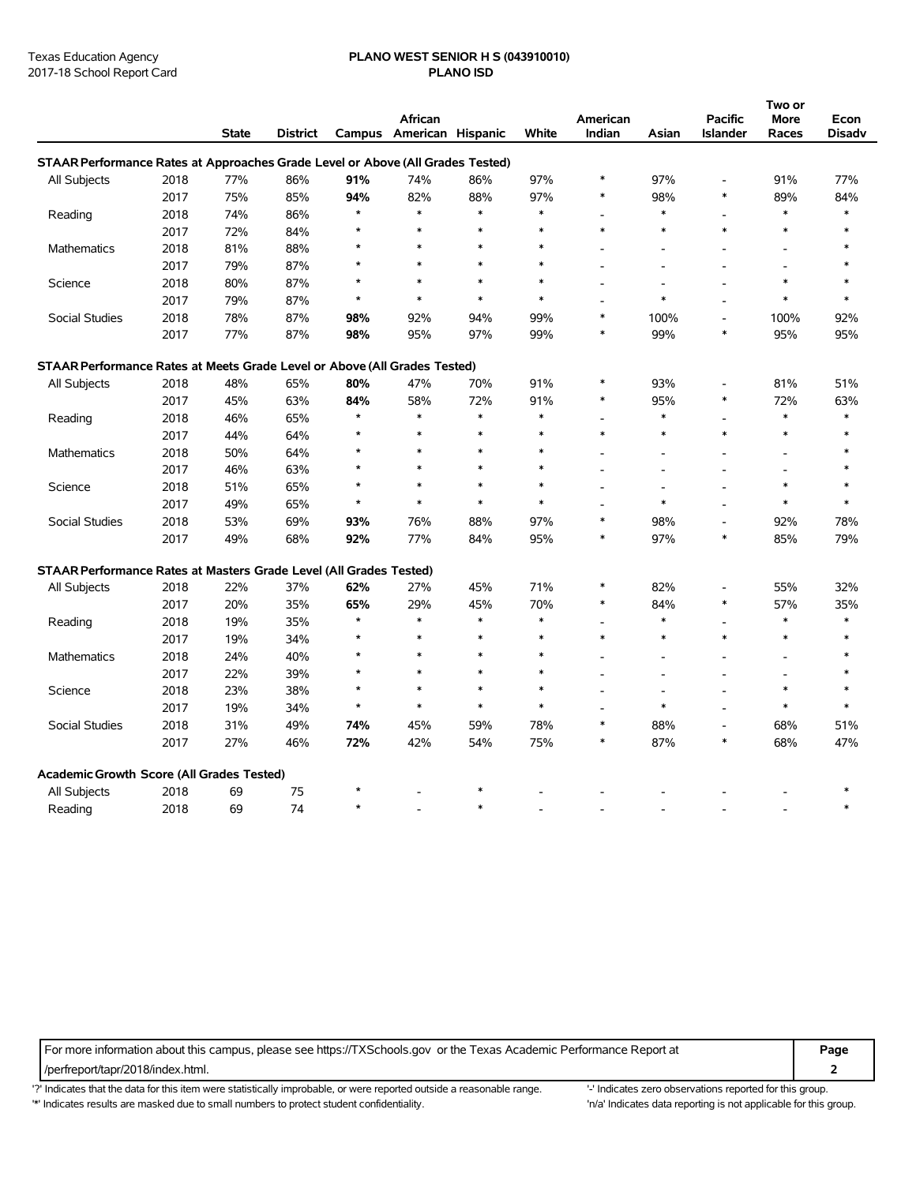Texas Education Agency
2017-18 School Report Card

**PLANO WEST SENIOR H S (043910010)**
**PLANO ISD**

| | | State | District | Campus | African American | Hispanic | White | American Indian | Asian | Pacific Islander | Two or More Races | Econ Disadv |
|---|---|---|---|---|---|---|---|---|---|---|---|---|
| **STAAR Performance Rates at Approaches Grade Level or Above (All Grades Tested)** | | | | | | | | | | | | |
| All Subjects | 2018 | 77% | 86% | **91%** | 74% | 86% | 97% | * | 97% | - | 91% | 77% |
| | 2017 | 75% | 85% | **94%** | 82% | 88% | 97% | * | 98% | * | 89% | 84% |
| Reading | 2018 | 74% | 86% | * | * | * | * | - | * | - | * | * |
| | 2017 | 72% | 84% | * | * | * | * | * | * | * | * | * |
| Mathematics | 2018 | 81% | 88% | * | * | * | * | - | - | - | - | * |
| | 2017 | 79% | 87% | * | * | * | * | - | - | - | - | * |
| Science | 2018 | 80% | 87% | * | * | * | * | - | - | - | * | * |
| | 2017 | 79% | 87% | * | * | * | * | - | * | - | * | * |
| Social Studies | 2018 | 78% | 87% | **98%** | 92% | 94% | 99% | * | 100% | - | 100% | 92% |
| | 2017 | 77% | 87% | **98%** | 95% | 97% | 99% | * | 99% | * | 95% | 95% |
| **STAAR Performance Rates at Meets Grade Level or Above (All Grades Tested)** | | | | | | | | | | | | |
| All Subjects | 2018 | 48% | 65% | **80%** | 47% | 70% | 91% | * | 93% | - | 81% | 51% |
| | 2017 | 45% | 63% | **84%** | 58% | 72% | 91% | * | 95% | * | 72% | 63% |
| Reading | 2018 | 46% | 65% | * | * | * | * | - | * | - | * | * |
| | 2017 | 44% | 64% | * | * | * | * | * | * | * | * | * |
| Mathematics | 2018 | 50% | 64% | * | * | * | * | - | - | - | - | * |
| | 2017 | 46% | 63% | * | * | * | * | - | - | - | - | * |
| Science | 2018 | 51% | 65% | * | * | * | * | - | - | - | * | * |
| | 2017 | 49% | 65% | * | * | * | * | - | * | - | * | * |
| Social Studies | 2018 | 53% | 69% | **93%** | 76% | 88% | 97% | * | 98% | - | 92% | 78% |
| | 2017 | 49% | 68% | **92%** | 77% | 84% | 95% | * | 97% | * | 85% | 79% |
| **STAAR Performance Rates at Masters Grade Level (All Grades Tested)** | | | | | | | | | | | | |
| All Subjects | 2018 | 22% | 37% | **62%** | 27% | 45% | 71% | * | 82% | - | 55% | 32% |
| | 2017 | 20% | 35% | **65%** | 29% | 45% | 70% | * | 84% | * | 57% | 35% |
| Reading | 2018 | 19% | 35% | * | * | * | * | - | * | - | * | * |
| | 2017 | 19% | 34% | * | * | * | * | * | * | * | * | * |
| Mathematics | 2018 | 24% | 40% | * | * | * | * | - | - | - | - | * |
| | 2017 | 22% | 39% | * | * | * | * | - | - | - | - | * |
| Science | 2018 | 23% | 38% | * | * | * | * | - | - | - | * | * |
| | 2017 | 19% | 34% | * | * | * | * | - | * | - | * | * |
| Social Studies | 2018 | 31% | 49% | **74%** | 45% | 59% | 78% | * | 88% | - | 68% | 51% |
| | 2017 | 27% | 46% | **72%** | 42% | 54% | 75% | * | 87% | * | 68% | 47% |
| **Academic Growth Score (All Grades Tested)** | | | | | | | | | | | | |
| All Subjects | 2018 | 69 | 75 | * | - | * | - | - | - | - | - | * |
| Reading | 2018 | 69 | 74 | * | - | * | - | - | - | - | - | * |

For more information about this campus, please see https://TXSchools.gov or the Texas Academic Performance Report at /perfreport/tapr/2018/index.html.

'?' Indicates that the data for this item were statistically improbable, or were reported outside a reasonable range.
'*' Indicates results are masked due to small numbers to protect student confidentiality.
'-' Indicates zero observations reported for this group.
'n/a' Indicates data reporting is not applicable for this group.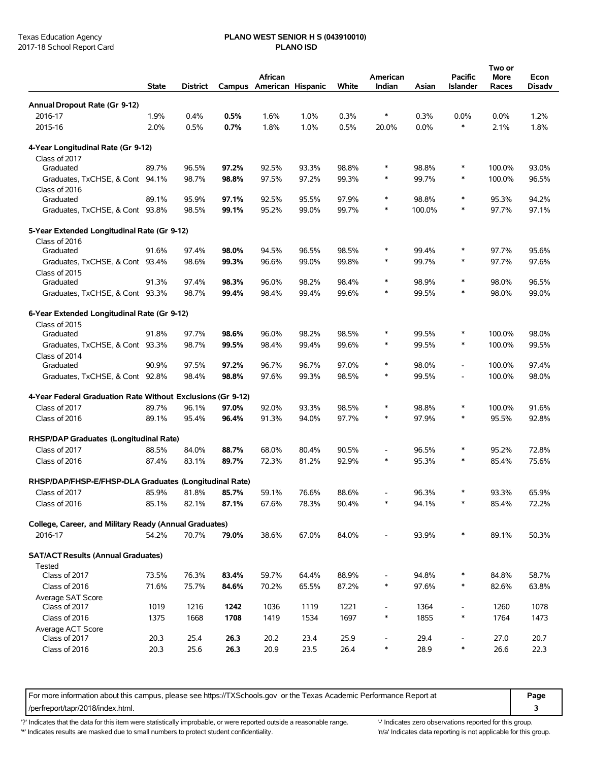Texas Education Agency
2017-18 School Report Card

**PLANO WEST SENIOR H S (043910010)**
**PLANO ISD**

| | State | District | Campus | African American | Hispanic | White | American Indian | Asian | Pacific Islander | Two or More Races | Econ Disadv |
|---|---|---|---|---|---|---|---|---|---|---|---|
| **Annual Dropout Rate (Gr 9-12)** | | | | | | | | | | | |
| 2016-17 | 1.9% | 0.4% | **0.5%** | 1.6% | 1.0% | 0.3% | * | 0.3% | 0.0% | 0.0% | 1.2% |
| 2015-16 | 2.0% | 0.5% | **0.7%** | 1.8% | 1.0% | 0.5% | 20.0% | 0.0% | * | 2.1% | 1.8% |
| **4-Year Longitudinal Rate (Gr 9-12)** | | | | | | | | | | | |
| Class of 2017 | | | | | | | | | | | |
| Graduated | 89.7% | 96.5% | **97.2%** | 92.5% | 93.3% | 98.8% | * | 98.8% | * | 100.0% | 93.0% |
| Graduates, TxCHSE, & Cont | 94.1% | 98.7% | **98.8%** | 97.5% | 97.2% | 99.3% | * | 99.7% | * | 100.0% | 96.5% |
| Class of 2016 | | | | | | | | | | | |
| Graduated | 89.1% | 95.9% | **97.1%** | 92.5% | 95.5% | 97.9% | * | 98.8% | * | 95.3% | 94.2% |
| Graduates, TxCHSE, & Cont | 93.8% | 98.5% | **99.1%** | 95.2% | 99.0% | 99.7% | * | 100.0% | * | 97.7% | 97.1% |
| **5-Year Extended Longitudinal Rate (Gr 9-12)** | | | | | | | | | | | |
| Class of 2016 | | | | | | | | | | | |
| Graduated | 91.6% | 97.4% | **98.0%** | 94.5% | 96.5% | 98.5% | * | 99.4% | * | 97.7% | 95.6% |
| Graduates, TxCHSE, & Cont | 93.4% | 98.6% | **99.3%** | 96.6% | 99.0% | 99.8% | * | 99.7% | * | 97.7% | 97.6% |
| Class of 2015 | | | | | | | | | | | |
| Graduated | 91.3% | 97.4% | **98.3%** | 96.0% | 98.2% | 98.4% | * | 98.9% | * | 98.0% | 96.5% |
| Graduates, TxCHSE, & Cont | 93.3% | 98.7% | **99.4%** | 98.4% | 99.4% | 99.6% | * | 99.5% | * | 98.0% | 99.0% |
| **6-Year Extended Longitudinal Rate (Gr 9-12)** | | | | | | | | | | | |
| Class of 2015 | | | | | | | | | | | |
| Graduated | 91.8% | 97.7% | **98.6%** | 96.0% | 98.2% | 98.5% | * | 99.5% | * | 100.0% | 98.0% |
| Graduates, TxCHSE, & Cont | 93.3% | 98.7% | **99.5%** | 98.4% | 99.4% | 99.6% | * | 99.5% | * | 100.0% | 99.5% |
| Class of 2014 | | | | | | | | | | | |
| Graduated | 90.9% | 97.5% | **97.2%** | 96.7% | 96.7% | 97.0% | * | 98.0% | - | 100.0% | 97.4% |
| Graduates, TxCHSE, & Cont | 92.8% | 98.4% | **98.8%** | 97.6% | 99.3% | 98.5% | * | 99.5% | - | 100.0% | 98.0% |
| **4-Year Federal Graduation Rate Without Exclusions (Gr 9-12)** | | | | | | | | | | | |
| Class of 2017 | 89.7% | 96.1% | **97.0%** | 92.0% | 93.3% | 98.5% | * | 98.8% | * | 100.0% | 91.6% |
| Class of 2016 | 89.1% | 95.4% | **96.4%** | 91.3% | 94.0% | 97.7% | * | 97.9% | * | 95.5% | 92.8% |
| **RHSP/DAP Graduates (Longitudinal Rate)** | | | | | | | | | | | |
| Class of 2017 | 88.5% | 84.0% | **88.7%** | 68.0% | 80.4% | 90.5% | - | 96.5% | * | 95.2% | 72.8% |
| Class of 2016 | 87.4% | 83.1% | **89.7%** | 72.3% | 81.2% | 92.9% | * | 95.3% | * | 85.4% | 75.6% |
| **RHSP/DAP/FHSP-E/FHSP-DLA Graduates (Longitudinal Rate)** | | | | | | | | | | | |
| Class of 2017 | 85.9% | 81.8% | **85.7%** | 59.1% | 76.6% | 88.6% | - | 96.3% | * | 93.3% | 65.9% |
| Class of 2016 | 85.1% | 82.1% | **87.1%** | 67.6% | 78.3% | 90.4% | * | 94.1% | * | 85.4% | 72.2% |
| **College, Career, and Military Ready (Annual Graduates)** | | | | | | | | | | | |
| 2016-17 | 54.2% | 70.7% | **79.0%** | 38.6% | 67.0% | 84.0% | - | 93.9% | * | 89.1% | 50.3% |
| **SAT/ACT Results (Annual Graduates)** | | | | | | | | | | | |
| Tested | | | | | | | | | | | |
| Class of 2017 | 73.5% | 76.3% | **83.4%** | 59.7% | 64.4% | 88.9% | - | 94.8% | * | 84.8% | 58.7% |
| Class of 2016 | 71.6% | 75.7% | **84.6%** | 70.2% | 65.5% | 87.2% | * | 97.6% | * | 82.6% | 63.8% |
| Average SAT Score | | | | | | | | | | | |
| Class of 2017 | 1019 | 1216 | **1242** | 1036 | 1119 | 1221 | - | 1364 | - | 1260 | 1078 |
| Class of 2016 | 1375 | 1668 | **1708** | 1419 | 1534 | 1697 | * | 1855 | * | 1764 | 1473 |
| Average ACT Score | | | | | | | | | | | |
| Class of 2017 | 20.3 | 25.4 | **26.3** | 20.2 | 23.4 | 25.9 | - | 29.4 | - | 27.0 | 20.7 |
| Class of 2016 | 20.3 | 25.6 | **26.3** | 20.9 | 23.5 | 26.4 | * | 28.9 | * | 26.6 | 22.3 |

For more information about this campus, please see https://TXSchools.gov or the Texas Academic Performance Report at /perfreport/tapr/2018/index.html.

'?' Indicates that the data for this item were statistically improbable, or were reported outside a reasonable range.
'*' Indicates results are masked due to small numbers to protect student confidentiality.
'-' Indicates zero observations reported for this group.
'n/a' Indicates data reporting is not applicable for this group.